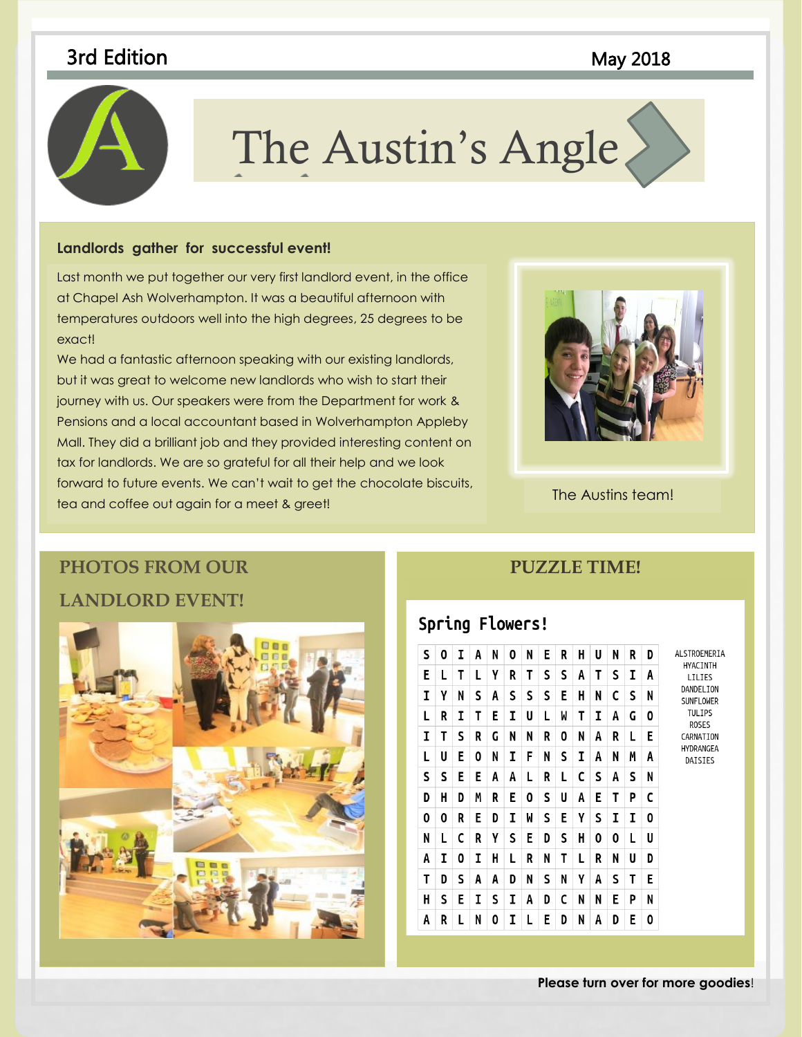3rd Edition

May 2018

# The Austin's Angle

## Landlords gather for successful event!

Last month we put together our very first landlord event, in the office at Chapel Ash Wolverhampton. It was a beautiful afternoon with temperatures outdoors well into the high degrees, 25 degrees to be exact!

We had a fantastic afternoon speaking with our existing landlords, but it was great to welcome new landlords who wish to start their journey with us. Our speakers were from the Department for work & Pensions and a local accountant based in Wolverhampton Appleby Mall. They did a brilliant job and they provided interesting content on tax for landlords. We are so grateful for all their help and we look forward to future events. We can't wait to get the chocolate biscuits, tea and coffee out again for a meet & greet!

The Austins team!

## PHOTOS FROM OUR LANDLORD EVENT!

## PUZZLE TIME!

### Spring Flowers!

| | | | | | | | | | | | | | |
|---|---|---|---|---|---|---|---|---|---|---|---|---|---|
| S | O | I | A | N | O | N | E | R | H | U | N | R | D |
| E | L | T | L | Y | R | T | S | S | A | T | S | I | A |
| I | Y | N | S | A | S | S | S | E | H | N | C | S | N |
| L | R | I | T | E | I | U | L | W | T | I | A | G | O |
| I | T | S | R | G | N | N | R | O | N | A | R | L | E |
| L | U | E | O | N | I | F | N | S | I | A | N | M | A |
| S | S | E | E | A | A | L | R | L | C | S | A | S | N |
| D | H | D | M | R | E | O | S | U | A | E | T | P | C |
| O | O | R | E | D | I | W | S | E | Y | S | I | I | O |
| N | L | C | R | Y | S | E | D | S | H | O | O | L | U |
| A | I | O | I | H | L | R | N | T | L | R | N | U | D |
| T | D | S | A | A | D | N | S | N | Y | A | S | T | E |
| H | S | E | I | S | I | A | D | C | N | N | E | P | N |
| A | R | L | N | O | I | L | E | D | N | A | D | E | O |

ALSTROEMERIA
HYACINTH
LILIES
DANDELION
SUNFLOWER
TULIPS
ROSES
CARNATION
HYDRANGEA
DAISIES

**Please turn over for more goodies!**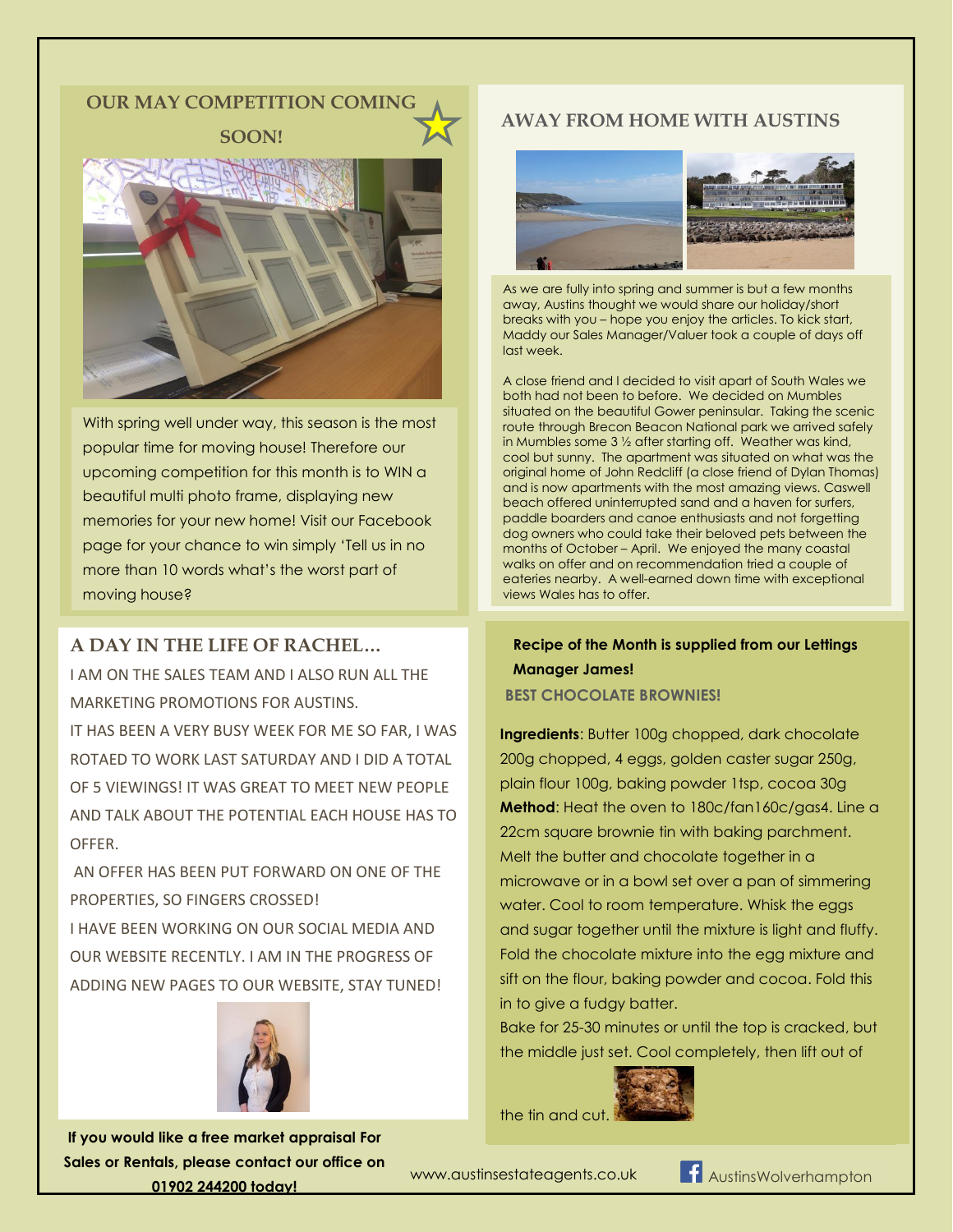## OUR MAY COMPETITION COMING SOON!

With spring well under way, this season is the most popular time for moving house! Therefore our upcoming competition for this month is to WIN a beautiful multi photo frame, displaying new memories for your new home! Visit our Facebook page for your chance to win simply 'Tell us in no more than 10 words what's the worst part of moving house?

## AWAY FROM HOME WITH AUSTINS

As we are fully into spring and summer is but a few months away, Austins thought we would share our holiday/short breaks with you – hope you enjoy the articles. To kick start, Maddy our Sales Manager/Valuer took a couple of days off last week.

A close friend and I decided to visit apart of South Wales we both had not been to before. We decided on Mumbles situated on the beautiful Gower peninsular. Taking the scenic route through Brecon Beacon National park we arrived safely in Mumbles some 3 ½ after starting off. Weather was kind, cool but sunny. The apartment was situated on what was the original home of John Redcliff (a close friend of Dylan Thomas) and is now apartments with the most amazing views. Caswell beach offered uninterrupted sand and a haven for surfers, paddle boarders and canoe enthusiasts and not forgetting dog owners who could take their beloved pets between the months of October – April. We enjoyed the many coastal walks on offer and on recommendation tried a couple of eateries nearby. A well-earned down time with exceptional views Wales has to offer.

## A DAY IN THE LIFE OF RACHEL…

I AM ON THE SALES TEAM AND I ALSO RUN ALL THE MARKETING PROMOTIONS FOR AUSTINS.

IT HAS BEEN A VERY BUSY WEEK FOR ME SO FAR, I WAS ROTAED TO WORK LAST SATURDAY AND I DID A TOTAL OF 5 VIEWINGS! IT WAS GREAT TO MEET NEW PEOPLE AND TALK ABOUT THE POTENTIAL EACH HOUSE HAS TO OFFER.

AN OFFER HAS BEEN PUT FORWARD ON ONE OF THE PROPERTIES, SO FINGERS CROSSED!

I HAVE BEEN WORKING ON OUR SOCIAL MEDIA AND OUR WEBSITE RECENTLY. I AM IN THE PROGRESS OF ADDING NEW PAGES TO OUR WEBSITE, STAY TUNED!

## Recipe of the Month is supplied from our Lettings Manager James!

### BEST CHOCOLATE BROWNIES!

**Ingredients**: Butter 100g chopped, dark chocolate 200g chopped, 4 eggs, golden caster sugar 250g, plain flour 100g, baking powder 1tsp, cocoa 30g

**Method**: Heat the oven to 180c/fan160c/gas4. Line a 22cm square brownie tin with baking parchment. Melt the butter and chocolate together in a microwave or in a bowl set over a pan of simmering water. Cool to room temperature. Whisk the eggs and sugar together until the mixture is light and fluffy. Fold the chocolate mixture into the egg mixture and sift on the flour, baking powder and cocoa. Fold this in to give a fudgy batter.

Bake for 25-30 minutes or until the top is cracked, but the middle just set. Cool completely, then lift out of the tin and cut.

**If you would like a free market appraisal For Sales or Rentals, please contact our office on 01902 244200 today!**

www.austinsestateagents.co.uk

AustinsWolverhampton